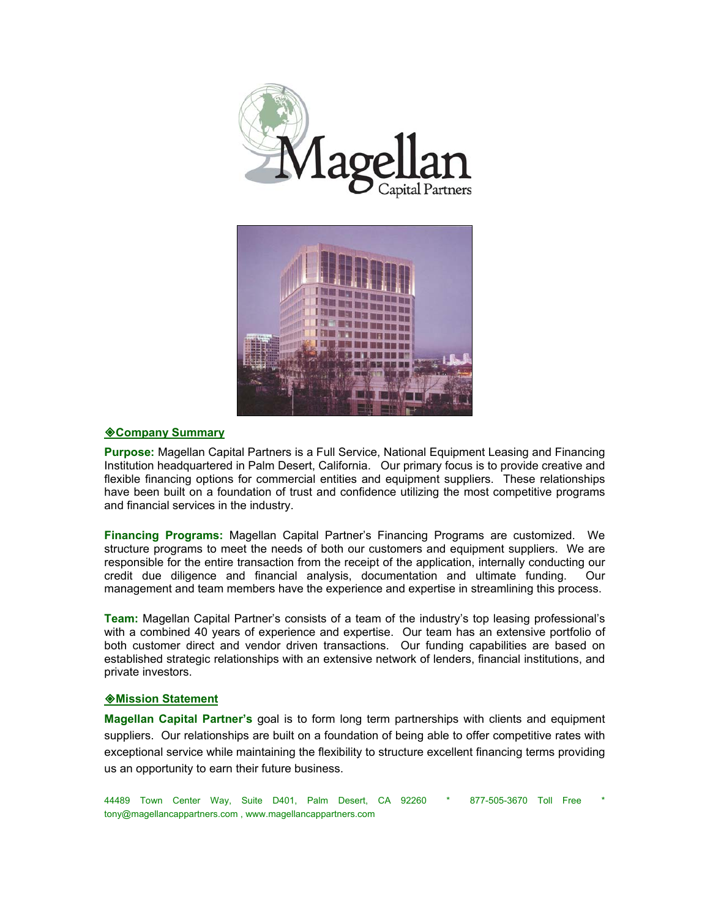# Magellan

Capital Partners

## ◈Company Summary

**Purpose:** Magellan Capital Partners is a Full Service, National Equipment Leasing and Financing Institution headquartered in Palm Desert, California. Our primary focus is to provide creative and flexible financing options for commercial entities and equipment suppliers. These relationships have been built on a foundation of trust and confidence utilizing the most competitive programs and financial services in the industry.

**Financing Programs:** Magellan Capital Partner's Financing Programs are customized. We structure programs to meet the needs of both our customers and equipment suppliers. We are responsible for the entire transaction from the receipt of the application, internally conducting our credit due diligence and financial analysis, documentation and ultimate funding. Our management and team members have the experience and expertise in streamlining this process.

**Team:** Magellan Capital Partner's consists of a team of the industry's top leasing professional's with a combined 40 years of experience and expertise. Our team has an extensive portfolio of both customer direct and vendor driven transactions. Our funding capabilities are based on established strategic relationships with an extensive network of lenders, financial institutions, and private investors.

## ◈Mission Statement

**Magellan Capital Partner's** goal is to form long term partnerships with clients and equipment suppliers. Our relationships are built on a foundation of being able to offer competitive rates with exceptional service while maintaining the flexibility to structure excellent financing terms providing us an opportunity to earn their future business.

44489 Town Center Way, Suite D401, Palm Desert, CA 92260 * 877-505-3670 Toll Free * tony@magellancappartners.com , www.magellancappartners.com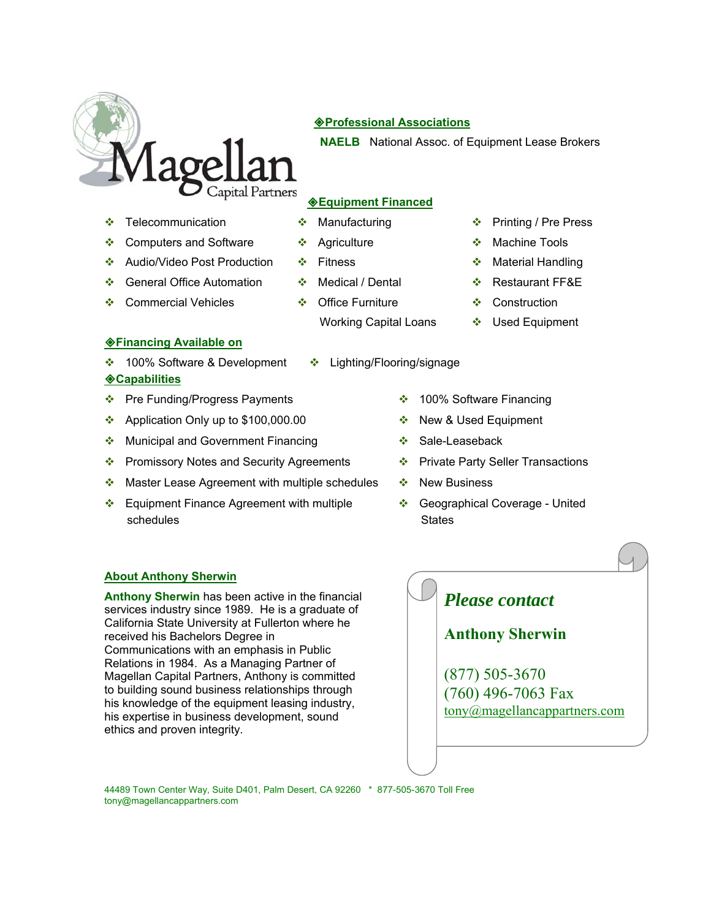Magellan Capital Partners

## ❖Professional Associations

**NAELB** National Assoc. of Equipment Lease Brokers

## ❖Equipment Financed

- Telecommunication
- Computers and Software
- Audio/Video Post Production
- General Office Automation
- Commercial Vehicles
- Manufacturing
- Agriculture
- Fitness
- Medical / Dental
- Office Furniture
- Working Capital Loans
- Printing / Pre Press
- Machine Tools
- Material Handling
- Restaurant FF&E
- Construction
- Used Equipment

## ❖Financing Available on

- 100% Software & Development
- Lighting/Flooring/signage

## ❖Capabilities

- Pre Funding/Progress Payments
- Application Only up to $100,000.00
- Municipal and Government Financing
- Promissory Notes and Security Agreements
- Master Lease Agreement with multiple schedules
- Equipment Finance Agreement with multiple schedules
- 100% Software Financing
- New & Used Equipment
- Sale-Leaseback
- Private Party Seller Transactions
- New Business
- Geographical Coverage - United States

## About Anthony Sherwin

**Anthony Sherwin** has been active in the financial services industry since 1989. He is a graduate of California State University at Fullerton where he received his Bachelors Degree in Communications with an emphasis in Public Relations in 1984. As a Managing Partner of Magellan Capital Partners, Anthony is committed to building sound business relationships through his knowledge of the equipment leasing industry, his expertise in business development, sound ethics and proven integrity.

***Please contact***

**Anthony Sherwin**

(877) 505-3670
(760) 496-7063 Fax
tony@magellancappartners.com

44489 Town Center Way, Suite D401, Palm Desert, CA 92260 * 877-505-3670 Toll Free
tony@magellancappartners.com